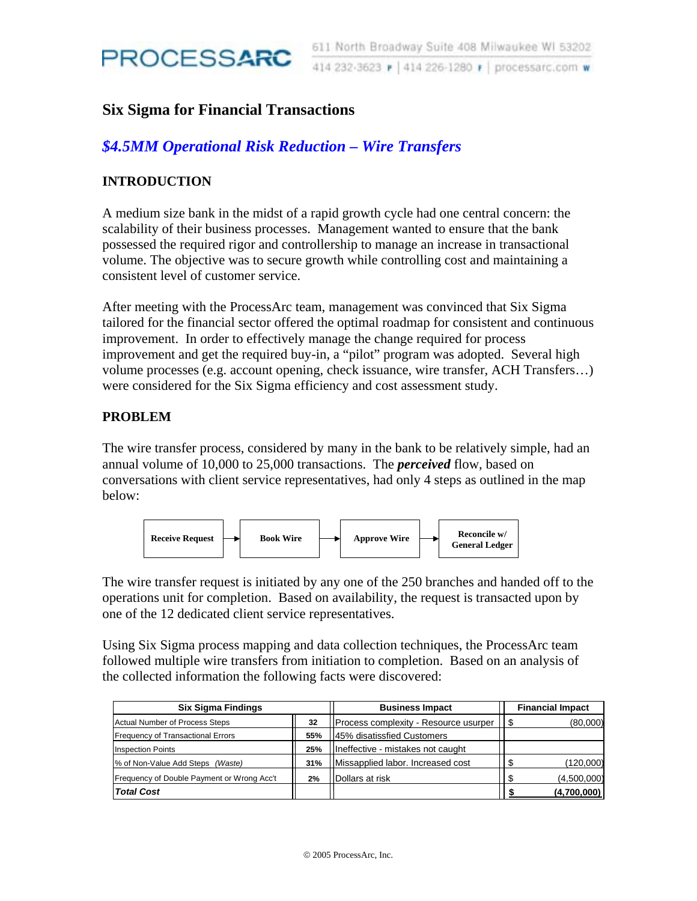# Six Sigma for Financial Transactions

## *$4.5MM Operational Risk Reduction – Wire Transfers*

### INTRODUCTION

A medium size bank in the midst of a rapid growth cycle had one central concern: the scalability of their business processes. Management wanted to ensure that the bank possessed the required rigor and controllership to manage an increase in transactional volume. The objective was to secure growth while controlling cost and maintaining a consistent level of customer service.

After meeting with the ProcessArc team, management was convinced that Six Sigma tailored for the financial sector offered the optimal roadmap for consistent and continuous improvement. In order to effectively manage the change required for process improvement and get the required buy-in, a "pilot" program was adopted. Several high volume processes (e.g. account opening, check issuance, wire transfer, ACH Transfers…) were considered for the Six Sigma efficiency and cost assessment study.

### PROBLEM

The wire transfer process, considered by many in the bank to be relatively simple, had an annual volume of 10,000 to 25,000 transactions. The ***perceived*** flow, based on conversations with client service representatives, had only 4 steps as outlined in the map below:

**Receive Request** → **Book Wire** → **Approve Wire** → **Reconcile w/ General Ledger**

The wire transfer request is initiated by any one of the 250 branches and handed off to the operations unit for completion. Based on availability, the request is transacted upon by one of the 12 dedicated client service representatives.

Using Six Sigma process mapping and data collection techniques, the ProcessArc team followed multiple wire transfers from initiation to completion. Based on an analysis of the collected information the following facts were discovered:

| Six Sigma Findings | | Business Impact | Financial Impact |
|---|---|---|---|
| Actual Number of Process Steps | 32 | Process complexity - Resource usurper | $ (80,000) |
| Frequency of Transactional Errors | 55% | 45% disatissfied Customers | |
| Inspection Points | 25% | Ineffective - mistakes not caught | |
| % of Non-Value Add Steps *(Waste)* | 31% | Missapplied labor. Increased cost | $ (120,000) |
| Frequency of Double Payment or Wrong Acc't | 2% | Dollars at risk | $ (4,500,000) |
| ***Total Cost*** | | | **$ (4,700,000)** |

© 2005 ProcessArc, Inc.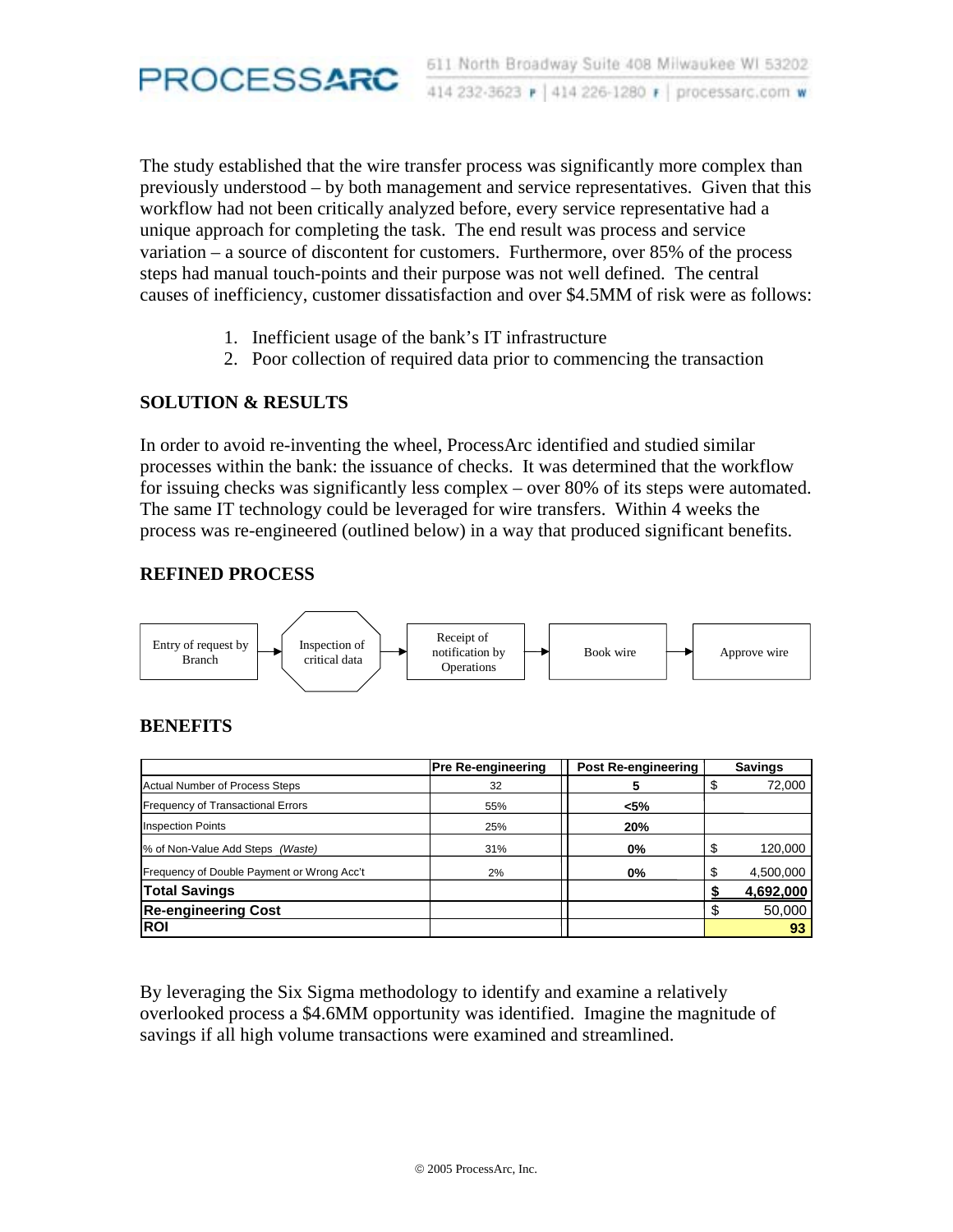The study established that the wire transfer process was significantly more complex than previously understood – by both management and service representatives. Given that this workflow had not been critically analyzed before, every service representative had a unique approach for completing the task. The end result was process and service variation – a source of discontent for customers. Furthermore, over 85% of the process steps had manual touch-points and their purpose was not well defined. The central causes of inefficiency, customer dissatisfaction and over $4.5MM of risk were as follows:

1. Inefficient usage of the bank's IT infrastructure
2. Poor collection of required data prior to commencing the transaction

## SOLUTION & RESULTS

In order to avoid re-inventing the wheel, ProcessArc identified and studied similar processes within the bank: the issuance of checks. It was determined that the workflow for issuing checks was significantly less complex – over 80% of its steps were automated. The same IT technology could be leveraged for wire transfers. Within 4 weeks the process was re-engineered (outlined below) in a way that produced significant benefits.

## REFINED PROCESS

Entry of request by Branch → Inspection of critical data → Receipt of notification by Operations → Book wire → Approve wire

## BENEFITS

| | Pre Re-engineering | Post Re-engineering | Savings |
|---|---|---|---|
| Actual Number of Process Steps | 32 | **5** | $ 72,000 |
| Frequency of Transactional Errors | 55% | **<5%** | |
| Inspection Points | 25% | **20%** | |
| % of Non-Value Add Steps *(Waste)* | 31% | **0%** | $ 120,000 |
| Frequency of Double Payment or Wrong Acc't | 2% | **0%** | $ 4,500,000 |
| **Total Savings** | | | **$ 4,692,000** |
| **Re-engineering Cost** | | | $ 50,000 |
| **ROI** | | | **93** |

By leveraging the Six Sigma methodology to identify and examine a relatively overlooked process a $4.6MM opportunity was identified. Imagine the magnitude of savings if all high volume transactions were examined and streamlined.

© 2005 ProcessArc, Inc.